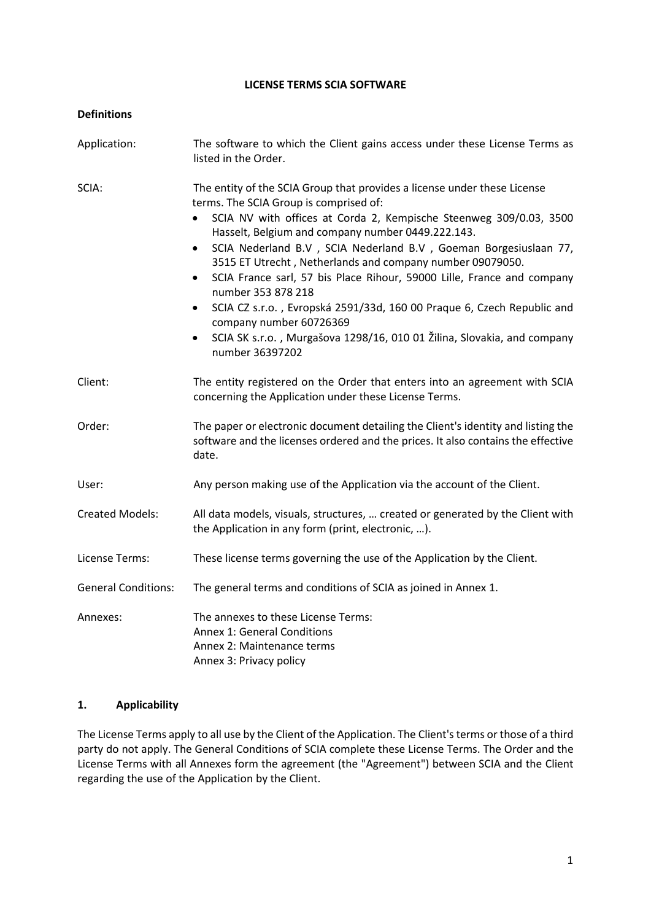# LICENSE TERMS SCIA SOFTWARE

**Definitions**

| | |
|---|---|
| Application: | The software to which the Client gains access under these License Terms as listed in the Order. |
| SCIA: | The entity of the SCIA Group that provides a license under these License terms. The SCIA Group is comprised of:<br>• SCIA NV with offices at Corda 2, Kempische Steenweg 309/0.03, 3500 Hasselt, Belgium and company number 0449.222.143.<br>• SCIA Nederland B.V , SCIA Nederland B.V , Goeman Borgesiuslaan 77, 3515 ET Utrecht , Netherlands and company number 09079050.<br>• SCIA France sarl, 57 bis Place Rihour, 59000 Lille, France and company number 353 878 218<br>• SCIA CZ s.r.o. , Evropská 2591/33d, 160 00 Praque 6, Czech Republic and company number 60726369<br>• SCIA SK s.r.o. , Murgašova 1298/16, 010 01 Žilina, Slovakia, and company number 36397202 |
| Client: | The entity registered on the Order that enters into an agreement with SCIA concerning the Application under these License Terms. |
| Order: | The paper or electronic document detailing the Client's identity and listing the software and the licenses ordered and the prices. It also contains the effective date. |
| User: | Any person making use of the Application via the account of the Client. |
| Created Models: | All data models, visuals, structures, … created or generated by the Client with the Application in any form (print, electronic, …). |
| License Terms: | These license terms governing the use of the Application by the Client. |
| General Conditions: | The general terms and conditions of SCIA as joined in Annex 1. |
| Annexes: | The annexes to these License Terms:<br>Annex 1: General Conditions<br>Annex 2: Maintenance terms<br>Annex 3: Privacy policy |

## 1. Applicability

The License Terms apply to all use by the Client of the Application. The Client's terms or those of a third party do not apply. The General Conditions of SCIA complete these License Terms. The Order and the License Terms with all Annexes form the agreement (the "Agreement") between SCIA and the Client regarding the use of the Application by the Client.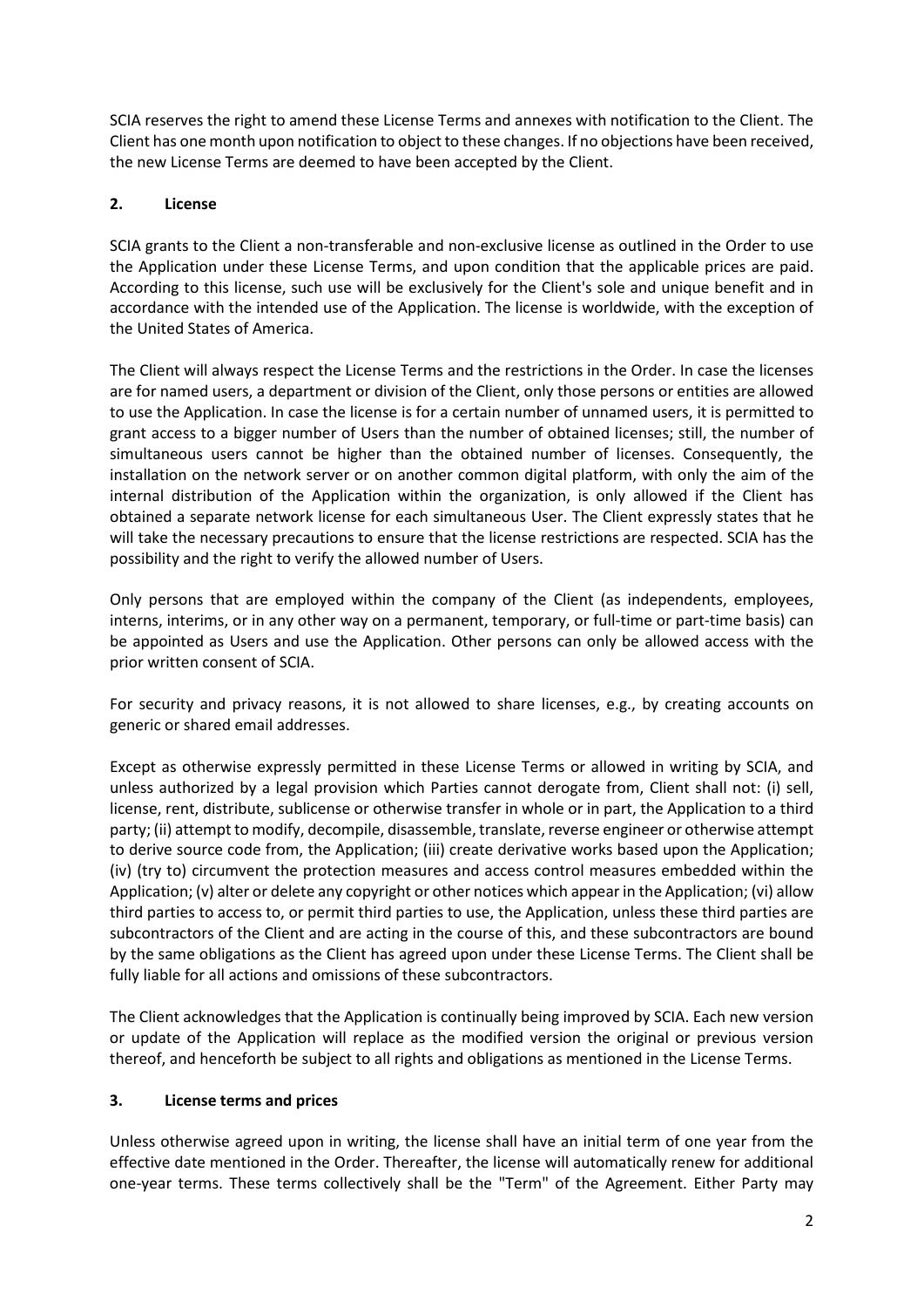SCIA reserves the right to amend these License Terms and annexes with notification to the Client. The Client has one month upon notification to object to these changes. If no objections have been received, the new License Terms are deemed to have been accepted by the Client.

## 2. License

SCIA grants to the Client a non-transferable and non-exclusive license as outlined in the Order to use the Application under these License Terms, and upon condition that the applicable prices are paid. According to this license, such use will be exclusively for the Client's sole and unique benefit and in accordance with the intended use of the Application. The license is worldwide, with the exception of the United States of America.

The Client will always respect the License Terms and the restrictions in the Order. In case the licenses are for named users, a department or division of the Client, only those persons or entities are allowed to use the Application. In case the license is for a certain number of unnamed users, it is permitted to grant access to a bigger number of Users than the number of obtained licenses; still, the number of simultaneous users cannot be higher than the obtained number of licenses. Consequently, the installation on the network server or on another common digital platform, with only the aim of the internal distribution of the Application within the organization, is only allowed if the Client has obtained a separate network license for each simultaneous User. The Client expressly states that he will take the necessary precautions to ensure that the license restrictions are respected. SCIA has the possibility and the right to verify the allowed number of Users.

Only persons that are employed within the company of the Client (as independents, employees, interns, interims, or in any other way on a permanent, temporary, or full-time or part-time basis) can be appointed as Users and use the Application. Other persons can only be allowed access with the prior written consent of SCIA.

For security and privacy reasons, it is not allowed to share licenses, e.g., by creating accounts on generic or shared email addresses.

Except as otherwise expressly permitted in these License Terms or allowed in writing by SCIA, and unless authorized by a legal provision which Parties cannot derogate from, Client shall not: (i) sell, license, rent, distribute, sublicense or otherwise transfer in whole or in part, the Application to a third party; (ii) attempt to modify, decompile, disassemble, translate, reverse engineer or otherwise attempt to derive source code from, the Application; (iii) create derivative works based upon the Application; (iv) (try to) circumvent the protection measures and access control measures embedded within the Application; (v) alter or delete any copyright or other notices which appear in the Application; (vi) allow third parties to access to, or permit third parties to use, the Application, unless these third parties are subcontractors of the Client and are acting in the course of this, and these subcontractors are bound by the same obligations as the Client has agreed upon under these License Terms. The Client shall be fully liable for all actions and omissions of these subcontractors.

The Client acknowledges that the Application is continually being improved by SCIA. Each new version or update of the Application will replace as the modified version the original or previous version thereof, and henceforth be subject to all rights and obligations as mentioned in the License Terms.

## 3. License terms and prices

Unless otherwise agreed upon in writing, the license shall have an initial term of one year from the effective date mentioned in the Order. Thereafter, the license will automatically renew for additional one-year terms. These terms collectively shall be the "Term" of the Agreement. Either Party may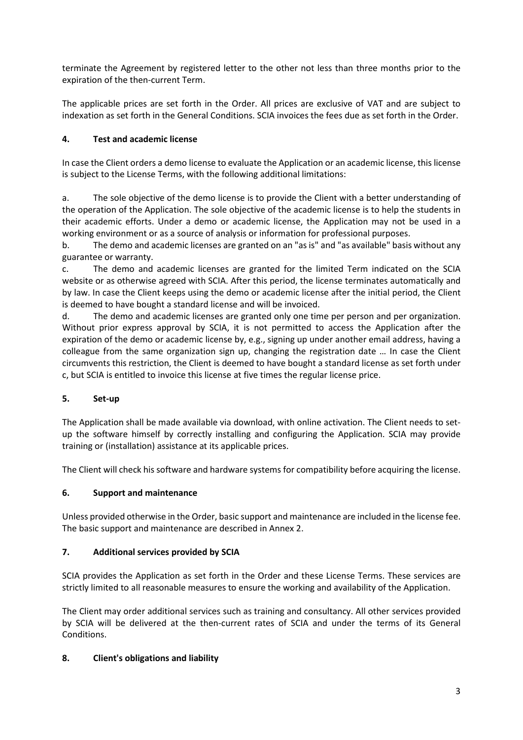terminate the Agreement by registered letter to the other not less than three months prior to the expiration of the then-current Term.

The applicable prices are set forth in the Order. All prices are exclusive of VAT and are subject to indexation as set forth in the General Conditions. SCIA invoices the fees due as set forth in the Order.

### 4. Test and academic license

In case the Client orders a demo license to evaluate the Application or an academic license, this license is subject to the License Terms, with the following additional limitations:

a. The sole objective of the demo license is to provide the Client with a better understanding of the operation of the Application. The sole objective of the academic license is to help the students in their academic efforts. Under a demo or academic license, the Application may not be used in a working environment or as a source of analysis or information for professional purposes.

b. The demo and academic licenses are granted on an "as is" and "as available" basis without any guarantee or warranty.

c. The demo and academic licenses are granted for the limited Term indicated on the SCIA website or as otherwise agreed with SCIA. After this period, the license terminates automatically and by law. In case the Client keeps using the demo or academic license after the initial period, the Client is deemed to have bought a standard license and will be invoiced.

d. The demo and academic licenses are granted only one time per person and per organization. Without prior express approval by SCIA, it is not permitted to access the Application after the expiration of the demo or academic license by, e.g., signing up under another email address, having a colleague from the same organization sign up, changing the registration date … In case the Client circumvents this restriction, the Client is deemed to have bought a standard license as set forth under c, but SCIA is entitled to invoice this license at five times the regular license price.

### 5. Set-up

The Application shall be made available via download, with online activation. The Client needs to set-up the software himself by correctly installing and configuring the Application. SCIA may provide training or (installation) assistance at its applicable prices.

The Client will check his software and hardware systems for compatibility before acquiring the license.

### 6. Support and maintenance

Unless provided otherwise in the Order, basic support and maintenance are included in the license fee. The basic support and maintenance are described in Annex 2.

### 7. Additional services provided by SCIA

SCIA provides the Application as set forth in the Order and these License Terms. These services are strictly limited to all reasonable measures to ensure the working and availability of the Application.

The Client may order additional services such as training and consultancy. All other services provided by SCIA will be delivered at the then-current rates of SCIA and under the terms of its General Conditions.

### 8. Client's obligations and liability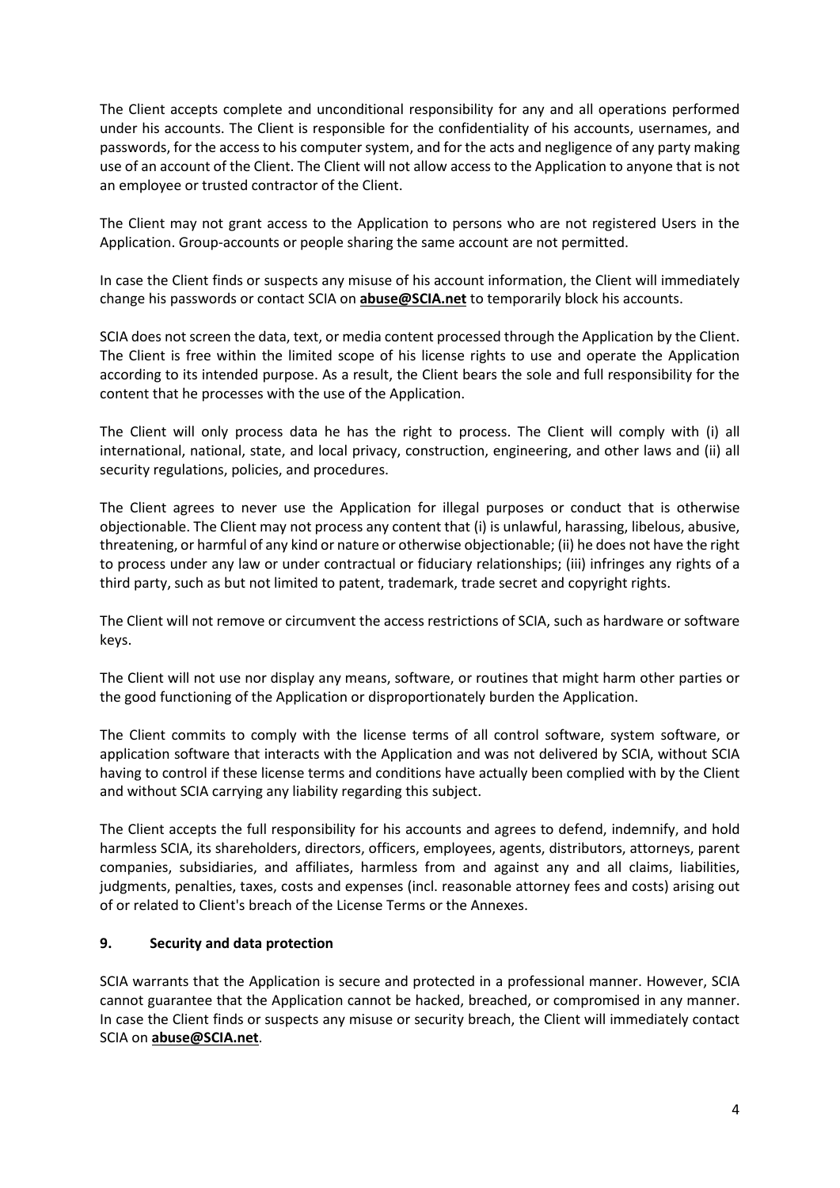The Client accepts complete and unconditional responsibility for any and all operations performed under his accounts. The Client is responsible for the confidentiality of his accounts, usernames, and passwords, for the access to his computer system, and for the acts and negligence of any party making use of an account of the Client. The Client will not allow access to the Application to anyone that is not an employee or trusted contractor of the Client.

The Client may not grant access to the Application to persons who are not registered Users in the Application. Group-accounts or people sharing the same account are not permitted.

In case the Client finds or suspects any misuse of his account information, the Client will immediately change his passwords or contact SCIA on **abuse@SCIA.net** to temporarily block his accounts.

SCIA does not screen the data, text, or media content processed through the Application by the Client. The Client is free within the limited scope of his license rights to use and operate the Application according to its intended purpose. As a result, the Client bears the sole and full responsibility for the content that he processes with the use of the Application.

The Client will only process data he has the right to process. The Client will comply with (i) all international, national, state, and local privacy, construction, engineering, and other laws and (ii) all security regulations, policies, and procedures.

The Client agrees to never use the Application for illegal purposes or conduct that is otherwise objectionable. The Client may not process any content that (i) is unlawful, harassing, libelous, abusive, threatening, or harmful of any kind or nature or otherwise objectionable; (ii) he does not have the right to process under any law or under contractual or fiduciary relationships; (iii) infringes any rights of a third party, such as but not limited to patent, trademark, trade secret and copyright rights.

The Client will not remove or circumvent the access restrictions of SCIA, such as hardware or software keys.

The Client will not use nor display any means, software, or routines that might harm other parties or the good functioning of the Application or disproportionately burden the Application.

The Client commits to comply with the license terms of all control software, system software, or application software that interacts with the Application and was not delivered by SCIA, without SCIA having to control if these license terms and conditions have actually been complied with by the Client and without SCIA carrying any liability regarding this subject.

The Client accepts the full responsibility for his accounts and agrees to defend, indemnify, and hold harmless SCIA, its shareholders, directors, officers, employees, agents, distributors, attorneys, parent companies, subsidiaries, and affiliates, harmless from and against any and all claims, liabilities, judgments, penalties, taxes, costs and expenses (incl. reasonable attorney fees and costs) arising out of or related to Client's breach of the License Terms or the Annexes.

## 9. Security and data protection

SCIA warrants that the Application is secure and protected in a professional manner. However, SCIA cannot guarantee that the Application cannot be hacked, breached, or compromised in any manner. In case the Client finds or suspects any misuse or security breach, the Client will immediately contact SCIA on **abuse@SCIA.net**.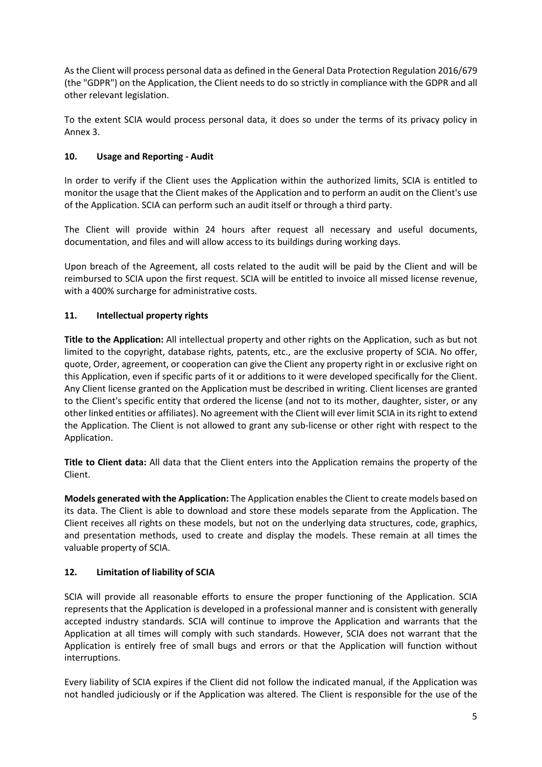As the Client will process personal data as defined in the General Data Protection Regulation 2016/679 (the "GDPR") on the Application, the Client needs to do so strictly in compliance with the GDPR and all other relevant legislation.

To the extent SCIA would process personal data, it does so under the terms of its privacy policy in Annex 3.

## 10. Usage and Reporting - Audit

In order to verify if the Client uses the Application within the authorized limits, SCIA is entitled to monitor the usage that the Client makes of the Application and to perform an audit on the Client's use of the Application. SCIA can perform such an audit itself or through a third party.

The Client will provide within 24 hours after request all necessary and useful documents, documentation, and files and will allow access to its buildings during working days.

Upon breach of the Agreement, all costs related to the audit will be paid by the Client and will be reimbursed to SCIA upon the first request. SCIA will be entitled to invoice all missed license revenue, with a 400% surcharge for administrative costs.

## 11. Intellectual property rights

**Title to the Application:** All intellectual property and other rights on the Application, such as but not limited to the copyright, database rights, patents, etc., are the exclusive property of SCIA. No offer, quote, Order, agreement, or cooperation can give the Client any property right in or exclusive right on this Application, even if specific parts of it or additions to it were developed specifically for the Client. Any Client license granted on the Application must be described in writing. Client licenses are granted to the Client's specific entity that ordered the license (and not to its mother, daughter, sister, or any other linked entities or affiliates). No agreement with the Client will ever limit SCIA in its right to extend the Application. The Client is not allowed to grant any sub-license or other right with respect to the Application.

**Title to Client data:** All data that the Client enters into the Application remains the property of the Client.

**Models generated with the Application:** The Application enables the Client to create models based on its data. The Client is able to download and store these models separate from the Application. The Client receives all rights on these models, but not on the underlying data structures, code, graphics, and presentation methods, used to create and display the models. These remain at all times the valuable property of SCIA.

## 12. Limitation of liability of SCIA

SCIA will provide all reasonable efforts to ensure the proper functioning of the Application. SCIA represents that the Application is developed in a professional manner and is consistent with generally accepted industry standards. SCIA will continue to improve the Application and warrants that the Application at all times will comply with such standards. However, SCIA does not warrant that the Application is entirely free of small bugs and errors or that the Application will function without interruptions.

Every liability of SCIA expires if the Client did not follow the indicated manual, if the Application was not handled judiciously or if the Application was altered. The Client is responsible for the use of the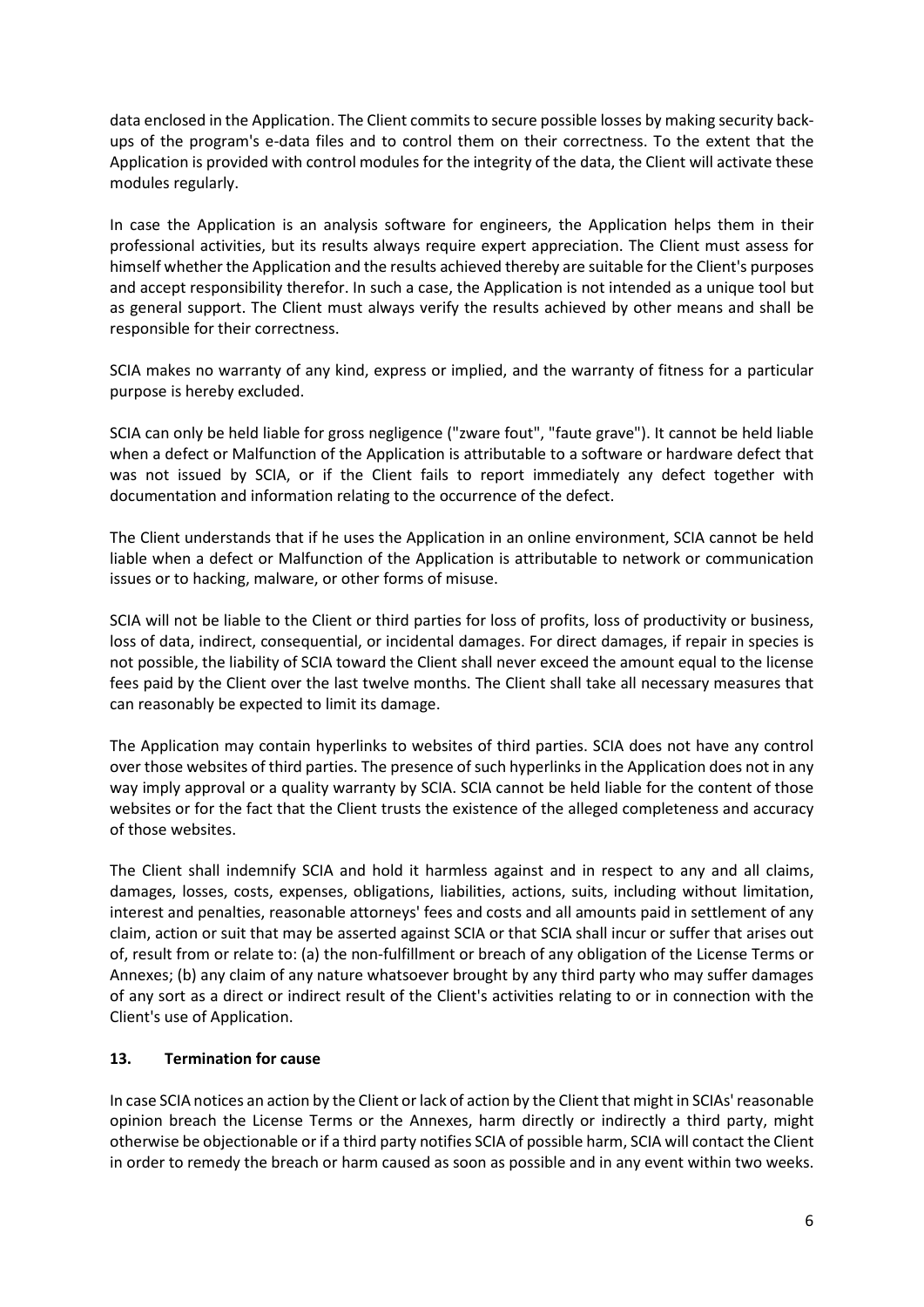data enclosed in the Application. The Client commits to secure possible losses by making security back-ups of the program's e-data files and to control them on their correctness. To the extent that the Application is provided with control modules for the integrity of the data, the Client will activate these modules regularly.

In case the Application is an analysis software for engineers, the Application helps them in their professional activities, but its results always require expert appreciation. The Client must assess for himself whether the Application and the results achieved thereby are suitable for the Client's purposes and accept responsibility therefor. In such a case, the Application is not intended as a unique tool but as general support. The Client must always verify the results achieved by other means and shall be responsible for their correctness.

SCIA makes no warranty of any kind, express or implied, and the warranty of fitness for a particular purpose is hereby excluded.

SCIA can only be held liable for gross negligence ("zware fout", "faute grave"). It cannot be held liable when a defect or Malfunction of the Application is attributable to a software or hardware defect that was not issued by SCIA, or if the Client fails to report immediately any defect together with documentation and information relating to the occurrence of the defect.

The Client understands that if he uses the Application in an online environment, SCIA cannot be held liable when a defect or Malfunction of the Application is attributable to network or communication issues or to hacking, malware, or other forms of misuse.

SCIA will not be liable to the Client or third parties for loss of profits, loss of productivity or business, loss of data, indirect, consequential, or incidental damages. For direct damages, if repair in species is not possible, the liability of SCIA toward the Client shall never exceed the amount equal to the license fees paid by the Client over the last twelve months. The Client shall take all necessary measures that can reasonably be expected to limit its damage.

The Application may contain hyperlinks to websites of third parties. SCIA does not have any control over those websites of third parties. The presence of such hyperlinks in the Application does not in any way imply approval or a quality warranty by SCIA. SCIA cannot be held liable for the content of those websites or for the fact that the Client trusts the existence of the alleged completeness and accuracy of those websites.

The Client shall indemnify SCIA and hold it harmless against and in respect to any and all claims, damages, losses, costs, expenses, obligations, liabilities, actions, suits, including without limitation, interest and penalties, reasonable attorneys' fees and costs and all amounts paid in settlement of any claim, action or suit that may be asserted against SCIA or that SCIA shall incur or suffer that arises out of, result from or relate to: (a) the non-fulfillment or breach of any obligation of the License Terms or Annexes; (b) any claim of any nature whatsoever brought by any third party who may suffer damages of any sort as a direct or indirect result of the Client's activities relating to or in connection with the Client's use of Application.

## 13. Termination for cause

In case SCIA notices an action by the Client or lack of action by the Client that might in SCIAs' reasonable opinion breach the License Terms or the Annexes, harm directly or indirectly a third party, might otherwise be objectionable or if a third party notifies SCIA of possible harm, SCIA will contact the Client in order to remedy the breach or harm caused as soon as possible and in any event within two weeks.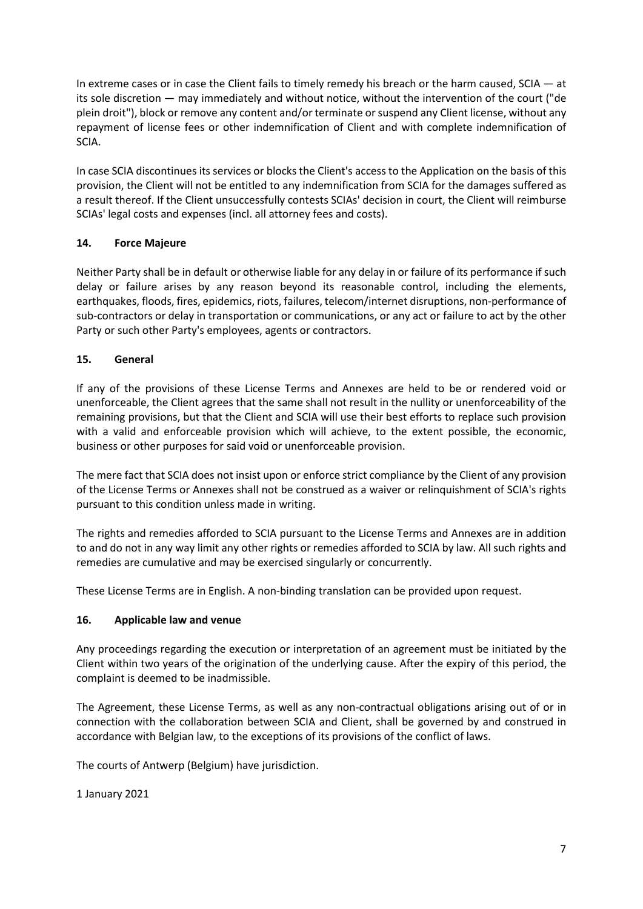In extreme cases or in case the Client fails to timely remedy his breach or the harm caused, SCIA — at its sole discretion — may immediately and without notice, without the intervention of the court ("de plein droit"), block or remove any content and/or terminate or suspend any Client license, without any repayment of license fees or other indemnification of Client and with complete indemnification of SCIA.

In case SCIA discontinues its services or blocks the Client's access to the Application on the basis of this provision, the Client will not be entitled to any indemnification from SCIA for the damages suffered as a result thereof. If the Client unsuccessfully contests SCIAs' decision in court, the Client will reimburse SCIAs' legal costs and expenses (incl. all attorney fees and costs).

## 14. Force Majeure

Neither Party shall be in default or otherwise liable for any delay in or failure of its performance if such delay or failure arises by any reason beyond its reasonable control, including the elements, earthquakes, floods, fires, epidemics, riots, failures, telecom/internet disruptions, non-performance of sub-contractors or delay in transportation or communications, or any act or failure to act by the other Party or such other Party's employees, agents or contractors.

## 15. General

If any of the provisions of these License Terms and Annexes are held to be or rendered void or unenforceable, the Client agrees that the same shall not result in the nullity or unenforceability of the remaining provisions, but that the Client and SCIA will use their best efforts to replace such provision with a valid and enforceable provision which will achieve, to the extent possible, the economic, business or other purposes for said void or unenforceable provision.

The mere fact that SCIA does not insist upon or enforce strict compliance by the Client of any provision of the License Terms or Annexes shall not be construed as a waiver or relinquishment of SCIA's rights pursuant to this condition unless made in writing.

The rights and remedies afforded to SCIA pursuant to the License Terms and Annexes are in addition to and do not in any way limit any other rights or remedies afforded to SCIA by law. All such rights and remedies are cumulative and may be exercised singularly or concurrently.

These License Terms are in English. A non-binding translation can be provided upon request.

## 16. Applicable law and venue

Any proceedings regarding the execution or interpretation of an agreement must be initiated by the Client within two years of the origination of the underlying cause. After the expiry of this period, the complaint is deemed to be inadmissible.

The Agreement, these License Terms, as well as any non-contractual obligations arising out of or in connection with the collaboration between SCIA and Client, shall be governed by and construed in accordance with Belgian law, to the exceptions of its provisions of the conflict of laws.

The courts of Antwerp (Belgium) have jurisdiction.

1 January 2021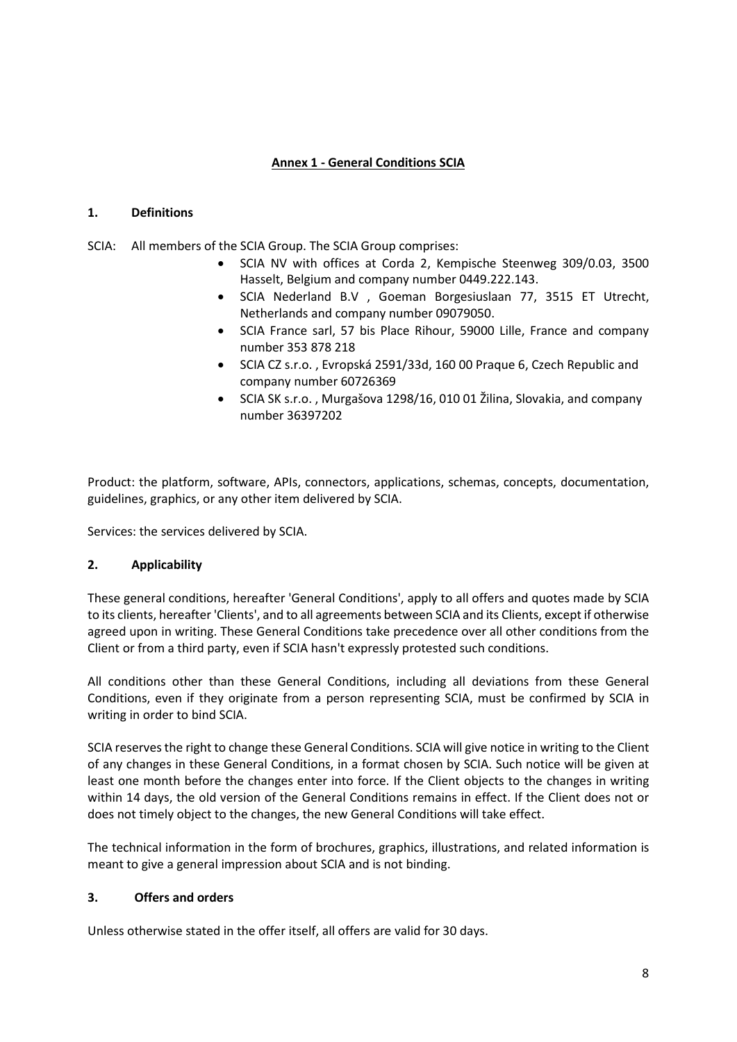## Annex 1 - General Conditions SCIA

### 1. Definitions

SCIA: All members of the SCIA Group. The SCIA Group comprises:

- SCIA NV with offices at Corda 2, Kempische Steenweg 309/0.03, 3500 Hasselt, Belgium and company number 0449.222.143.
- SCIA Nederland B.V , Goeman Borgesiuslaan 77, 3515 ET Utrecht, Netherlands and company number 09079050.
- SCIA France sarl, 57 bis Place Rihour, 59000 Lille, France and company number 353 878 218
- SCIA CZ s.r.o. , Evropská 2591/33d, 160 00 Praque 6, Czech Republic and company number 60726369
- SCIA SK s.r.o. , Murgašova 1298/16, 010 01 Žilina, Slovakia, and company number 36397202

Product: the platform, software, APIs, connectors, applications, schemas, concepts, documentation, guidelines, graphics, or any other item delivered by SCIA.

Services: the services delivered by SCIA.

### 2. Applicability

These general conditions, hereafter 'General Conditions', apply to all offers and quotes made by SCIA to its clients, hereafter 'Clients', and to all agreements between SCIA and its Clients, except if otherwise agreed upon in writing. These General Conditions take precedence over all other conditions from the Client or from a third party, even if SCIA hasn't expressly protested such conditions.

All conditions other than these General Conditions, including all deviations from these General Conditions, even if they originate from a person representing SCIA, must be confirmed by SCIA in writing in order to bind SCIA.

SCIA reserves the right to change these General Conditions. SCIA will give notice in writing to the Client of any changes in these General Conditions, in a format chosen by SCIA. Such notice will be given at least one month before the changes enter into force. If the Client objects to the changes in writing within 14 days, the old version of the General Conditions remains in effect. If the Client does not or does not timely object to the changes, the new General Conditions will take effect.

The technical information in the form of brochures, graphics, illustrations, and related information is meant to give a general impression about SCIA and is not binding.

### 3. Offers and orders

Unless otherwise stated in the offer itself, all offers are valid for 30 days.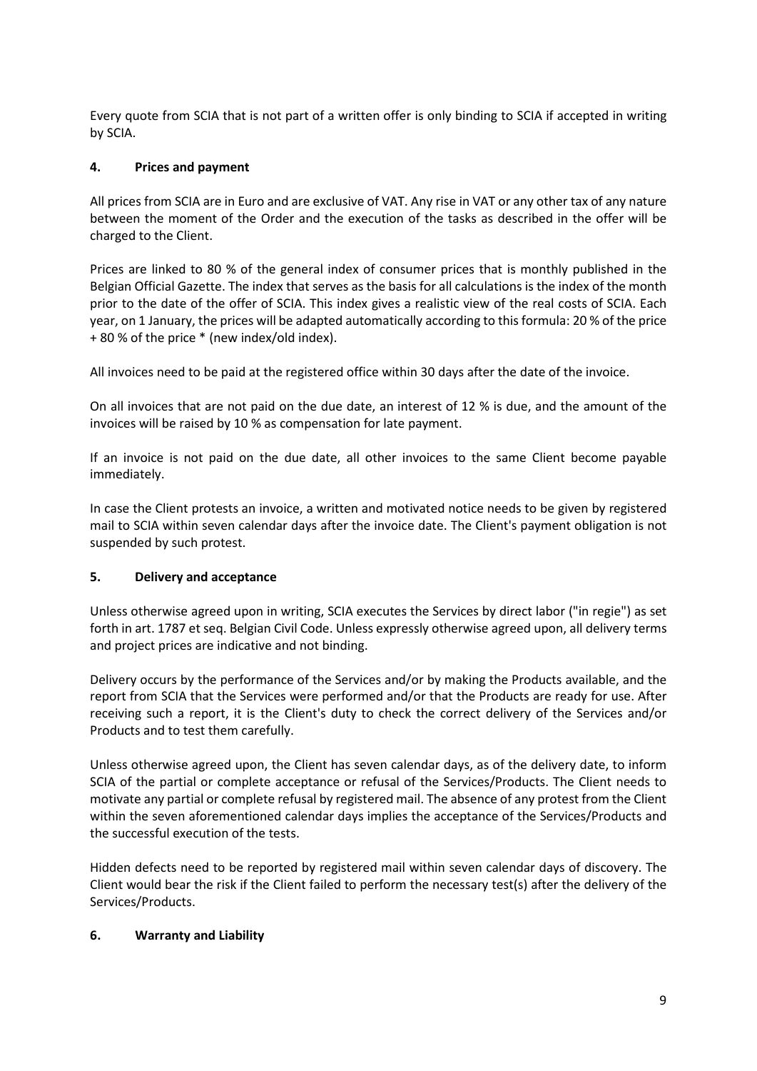Every quote from SCIA that is not part of a written offer is only binding to SCIA if accepted in writing by SCIA.

## 4. Prices and payment

All prices from SCIA are in Euro and are exclusive of VAT. Any rise in VAT or any other tax of any nature between the moment of the Order and the execution of the tasks as described in the offer will be charged to the Client.

Prices are linked to 80 % of the general index of consumer prices that is monthly published in the Belgian Official Gazette. The index that serves as the basis for all calculations is the index of the month prior to the date of the offer of SCIA. This index gives a realistic view of the real costs of SCIA. Each year, on 1 January, the prices will be adapted automatically according to this formula: 20 % of the price + 80 % of the price * (new index/old index).

All invoices need to be paid at the registered office within 30 days after the date of the invoice.

On all invoices that are not paid on the due date, an interest of 12 % is due, and the amount of the invoices will be raised by 10 % as compensation for late payment.

If an invoice is not paid on the due date, all other invoices to the same Client become payable immediately.

In case the Client protests an invoice, a written and motivated notice needs to be given by registered mail to SCIA within seven calendar days after the invoice date. The Client's payment obligation is not suspended by such protest.

## 5. Delivery and acceptance

Unless otherwise agreed upon in writing, SCIA executes the Services by direct labor ("in regie") as set forth in art. 1787 et seq. Belgian Civil Code. Unless expressly otherwise agreed upon, all delivery terms and project prices are indicative and not binding.

Delivery occurs by the performance of the Services and/or by making the Products available, and the report from SCIA that the Services were performed and/or that the Products are ready for use. After receiving such a report, it is the Client's duty to check the correct delivery of the Services and/or Products and to test them carefully.

Unless otherwise agreed upon, the Client has seven calendar days, as of the delivery date, to inform SCIA of the partial or complete acceptance or refusal of the Services/Products. The Client needs to motivate any partial or complete refusal by registered mail. The absence of any protest from the Client within the seven aforementioned calendar days implies the acceptance of the Services/Products and the successful execution of the tests.

Hidden defects need to be reported by registered mail within seven calendar days of discovery. The Client would bear the risk if the Client failed to perform the necessary test(s) after the delivery of the Services/Products.

## 6. Warranty and Liability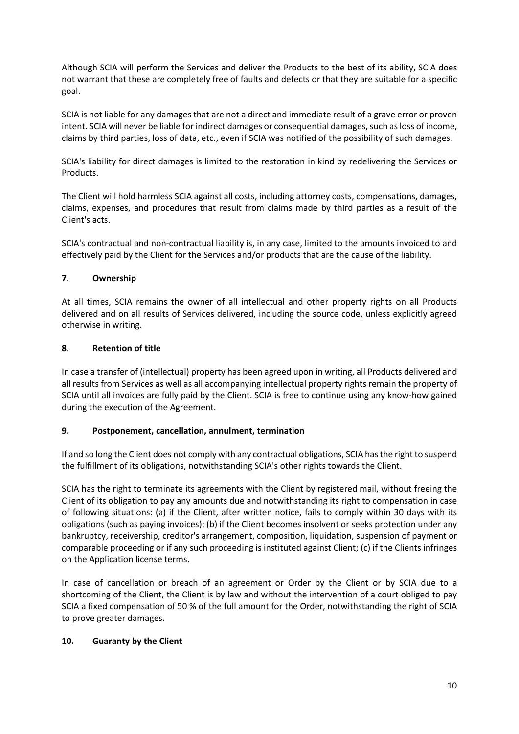Although SCIA will perform the Services and deliver the Products to the best of its ability, SCIA does not warrant that these are completely free of faults and defects or that they are suitable for a specific goal.

SCIA is not liable for any damages that are not a direct and immediate result of a grave error or proven intent. SCIA will never be liable for indirect damages or consequential damages, such as loss of income, claims by third parties, loss of data, etc., even if SCIA was notified of the possibility of such damages.

SCIA's liability for direct damages is limited to the restoration in kind by redelivering the Services or Products.

The Client will hold harmless SCIA against all costs, including attorney costs, compensations, damages, claims, expenses, and procedures that result from claims made by third parties as a result of the Client's acts.

SCIA's contractual and non-contractual liability is, in any case, limited to the amounts invoiced to and effectively paid by the Client for the Services and/or products that are the cause of the liability.

## 7. Ownership

At all times, SCIA remains the owner of all intellectual and other property rights on all Products delivered and on all results of Services delivered, including the source code, unless explicitly agreed otherwise in writing.

## 8. Retention of title

In case a transfer of (intellectual) property has been agreed upon in writing, all Products delivered and all results from Services as well as all accompanying intellectual property rights remain the property of SCIA until all invoices are fully paid by the Client. SCIA is free to continue using any know-how gained during the execution of the Agreement.

## 9. Postponement, cancellation, annulment, termination

If and so long the Client does not comply with any contractual obligations, SCIA has the right to suspend the fulfillment of its obligations, notwithstanding SCIA's other rights towards the Client.

SCIA has the right to terminate its agreements with the Client by registered mail, without freeing the Client of its obligation to pay any amounts due and notwithstanding its right to compensation in case of following situations: (a) if the Client, after written notice, fails to comply within 30 days with its obligations (such as paying invoices); (b) if the Client becomes insolvent or seeks protection under any bankruptcy, receivership, creditor's arrangement, composition, liquidation, suspension of payment or comparable proceeding or if any such proceeding is instituted against Client; (c) if the Clients infringes on the Application license terms.

In case of cancellation or breach of an agreement or Order by the Client or by SCIA due to a shortcoming of the Client, the Client is by law and without the intervention of a court obliged to pay SCIA a fixed compensation of 50 % of the full amount for the Order, notwithstanding the right of SCIA to prove greater damages.

## 10. Guaranty by the Client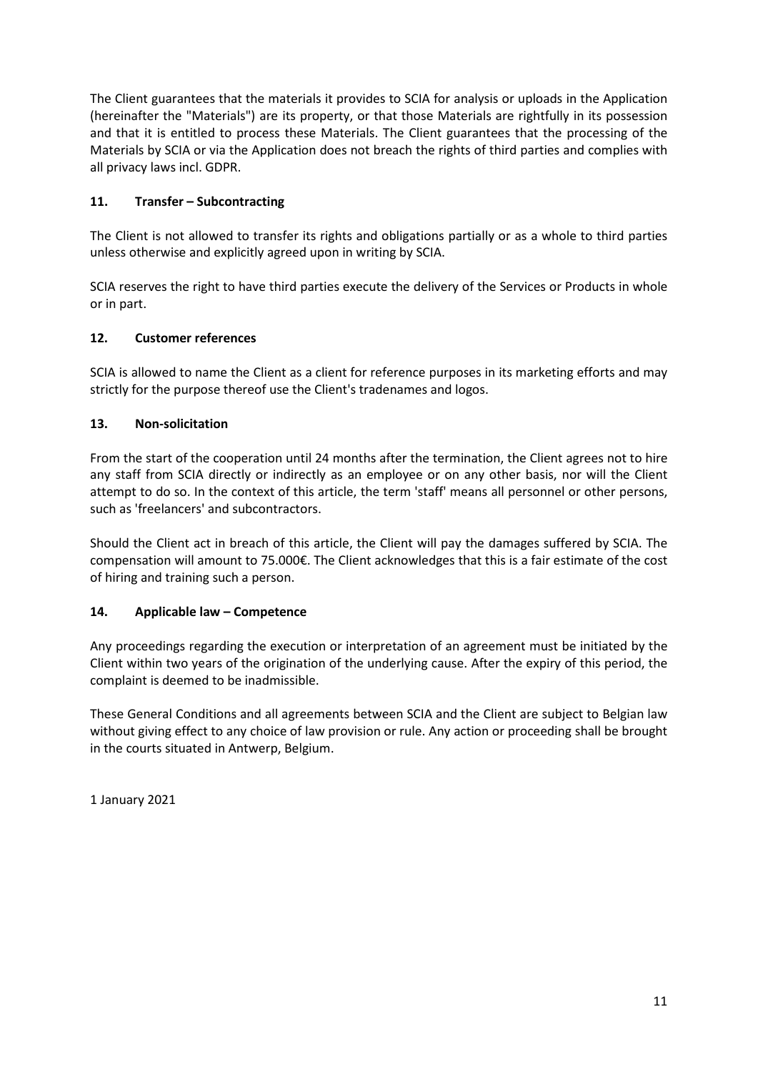The Client guarantees that the materials it provides to SCIA for analysis or uploads in the Application (hereinafter the "Materials") are its property, or that those Materials are rightfully in its possession and that it is entitled to process these Materials. The Client guarantees that the processing of the Materials by SCIA or via the Application does not breach the rights of third parties and complies with all privacy laws incl. GDPR.

## 11. Transfer – Subcontracting

The Client is not allowed to transfer its rights and obligations partially or as a whole to third parties unless otherwise and explicitly agreed upon in writing by SCIA.

SCIA reserves the right to have third parties execute the delivery of the Services or Products in whole or in part.

## 12. Customer references

SCIA is allowed to name the Client as a client for reference purposes in its marketing efforts and may strictly for the purpose thereof use the Client's tradenames and logos.

## 13. Non-solicitation

From the start of the cooperation until 24 months after the termination, the Client agrees not to hire any staff from SCIA directly or indirectly as an employee or on any other basis, nor will the Client attempt to do so. In the context of this article, the term 'staff' means all personnel or other persons, such as 'freelancers' and subcontractors.

Should the Client act in breach of this article, the Client will pay the damages suffered by SCIA. The compensation will amount to 75.000€. The Client acknowledges that this is a fair estimate of the cost of hiring and training such a person.

## 14. Applicable law – Competence

Any proceedings regarding the execution or interpretation of an agreement must be initiated by the Client within two years of the origination of the underlying cause. After the expiry of this period, the complaint is deemed to be inadmissible.

These General Conditions and all agreements between SCIA and the Client are subject to Belgian law without giving effect to any choice of law provision or rule. Any action or proceeding shall be brought in the courts situated in Antwerp, Belgium.

1 January 2021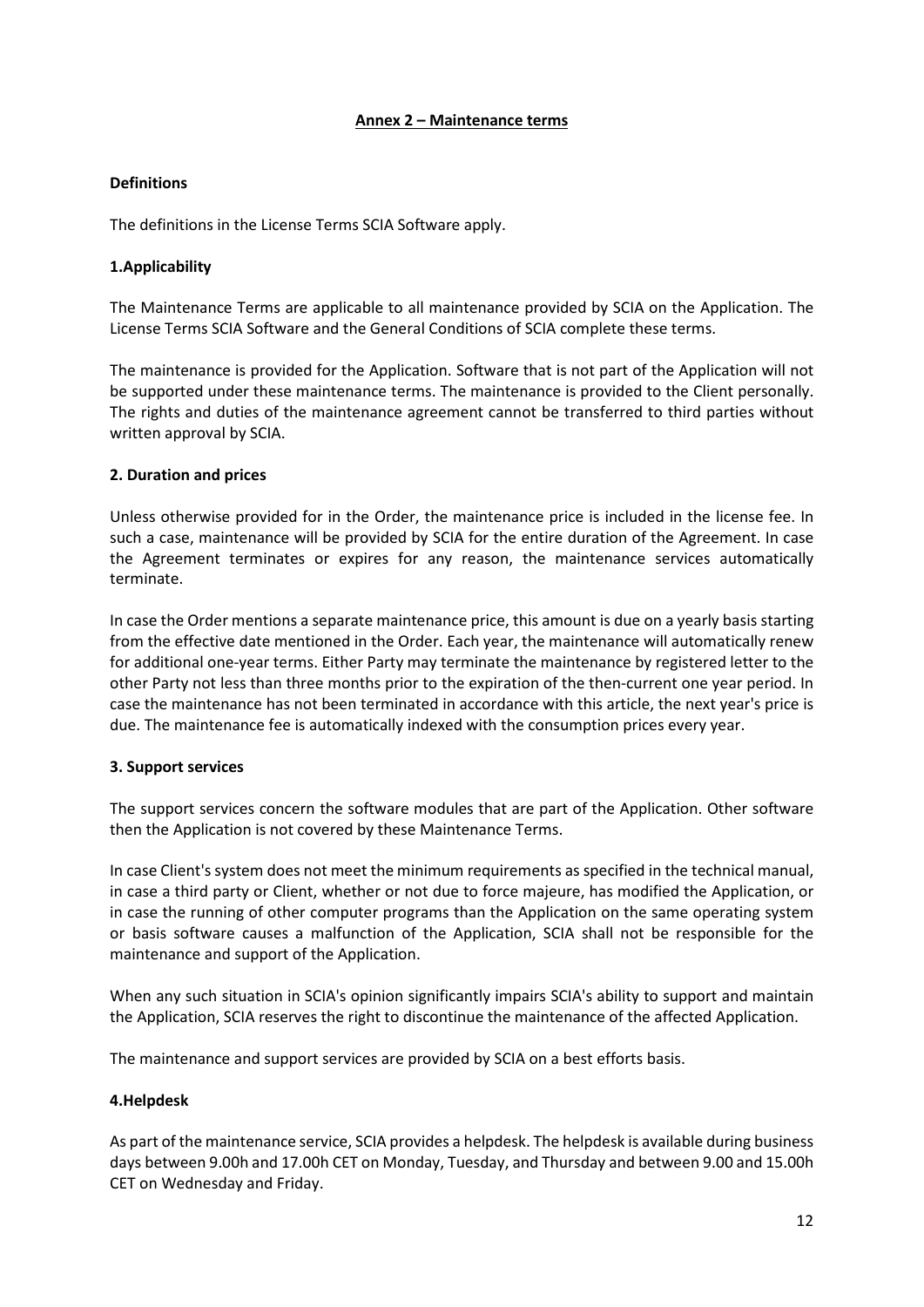## Annex 2 – Maintenance terms

### Definitions

The definitions in the License Terms SCIA Software apply.

### 1.Applicability

The Maintenance Terms are applicable to all maintenance provided by SCIA on the Application. The License Terms SCIA Software and the General Conditions of SCIA complete these terms.

The maintenance is provided for the Application. Software that is not part of the Application will not be supported under these maintenance terms. The maintenance is provided to the Client personally. The rights and duties of the maintenance agreement cannot be transferred to third parties without written approval by SCIA.

### 2. Duration and prices

Unless otherwise provided for in the Order, the maintenance price is included in the license fee. In such a case, maintenance will be provided by SCIA for the entire duration of the Agreement. In case the Agreement terminates or expires for any reason, the maintenance services automatically terminate.

In case the Order mentions a separate maintenance price, this amount is due on a yearly basis starting from the effective date mentioned in the Order. Each year, the maintenance will automatically renew for additional one-year terms. Either Party may terminate the maintenance by registered letter to the other Party not less than three months prior to the expiration of the then-current one year period. In case the maintenance has not been terminated in accordance with this article, the next year's price is due. The maintenance fee is automatically indexed with the consumption prices every year.

### 3. Support services

The support services concern the software modules that are part of the Application. Other software then the Application is not covered by these Maintenance Terms.

In case Client's system does not meet the minimum requirements as specified in the technical manual, in case a third party or Client, whether or not due to force majeure, has modified the Application, or in case the running of other computer programs than the Application on the same operating system or basis software causes a malfunction of the Application, SCIA shall not be responsible for the maintenance and support of the Application.

When any such situation in SCIA's opinion significantly impairs SCIA's ability to support and maintain the Application, SCIA reserves the right to discontinue the maintenance of the affected Application.

The maintenance and support services are provided by SCIA on a best efforts basis.

### 4.Helpdesk

As part of the maintenance service, SCIA provides a helpdesk. The helpdesk is available during business days between 9.00h and 17.00h CET on Monday, Tuesday, and Thursday and between 9.00 and 15.00h CET on Wednesday and Friday.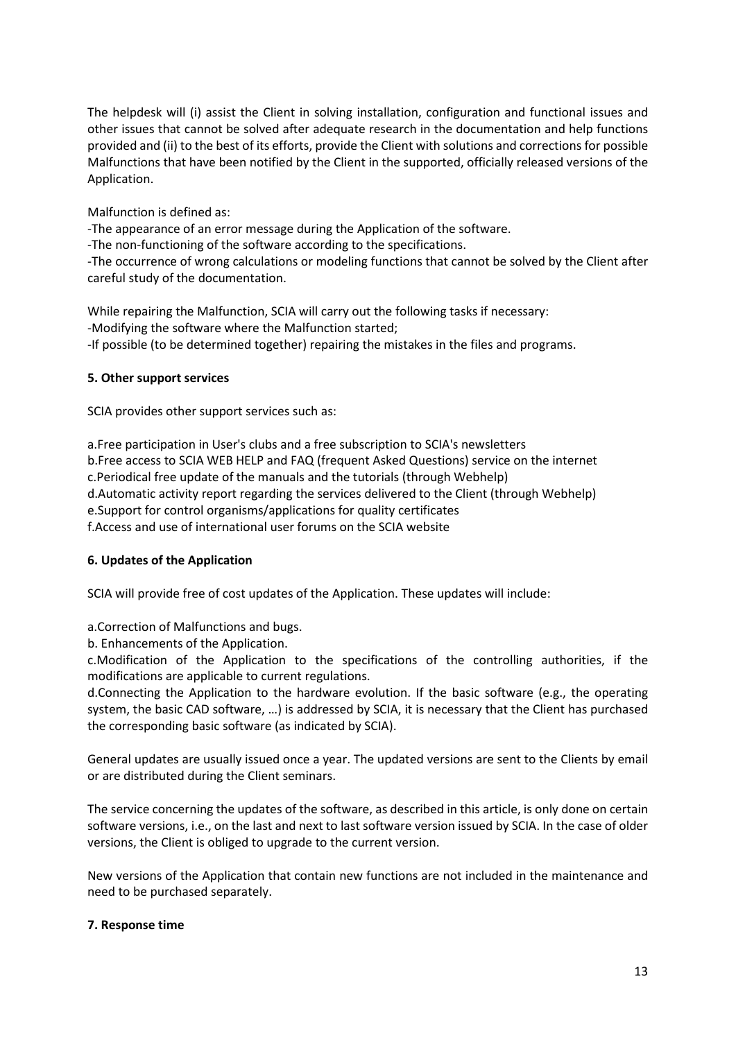The helpdesk will (i) assist the Client in solving installation, configuration and functional issues and other issues that cannot be solved after adequate research in the documentation and help functions provided and (ii) to the best of its efforts, provide the Client with solutions and corrections for possible Malfunctions that have been notified by the Client in the supported, officially released versions of the Application.

Malfunction is defined as:

-The appearance of an error message during the Application of the software.

-The non-functioning of the software according to the specifications.

-The occurrence of wrong calculations or modeling functions that cannot be solved by the Client after careful study of the documentation.

While repairing the Malfunction, SCIA will carry out the following tasks if necessary:

-Modifying the software where the Malfunction started;

-If possible (to be determined together) repairing the mistakes in the files and programs.

**5. Other support services**

SCIA provides other support services such as:

a.Free participation in User's clubs and a free subscription to SCIA's newsletters

b.Free access to SCIA WEB HELP and FAQ (frequent Asked Questions) service on the internet

c.Periodical free update of the manuals and the tutorials (through Webhelp)

d.Automatic activity report regarding the services delivered to the Client (through Webhelp)

e.Support for control organisms/applications for quality certificates

f.Access and use of international user forums on the SCIA website

**6. Updates of the Application**

SCIA will provide free of cost updates of the Application. These updates will include:

a.Correction of Malfunctions and bugs.

b. Enhancements of the Application.

c.Modification of the Application to the specifications of the controlling authorities, if the modifications are applicable to current regulations.

d.Connecting the Application to the hardware evolution. If the basic software (e.g., the operating system, the basic CAD software, …) is addressed by SCIA, it is necessary that the Client has purchased the corresponding basic software (as indicated by SCIA).

General updates are usually issued once a year. The updated versions are sent to the Clients by email or are distributed during the Client seminars.

The service concerning the updates of the software, as described in this article, is only done on certain software versions, i.e., on the last and next to last software version issued by SCIA. In the case of older versions, the Client is obliged to upgrade to the current version.

New versions of the Application that contain new functions are not included in the maintenance and need to be purchased separately.

**7. Response time**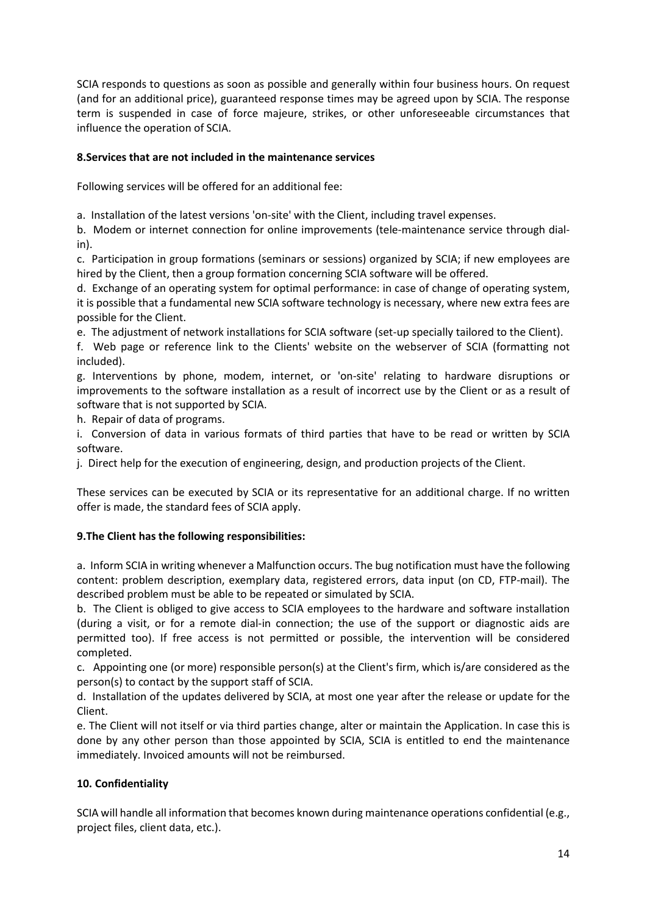SCIA responds to questions as soon as possible and generally within four business hours. On request (and for an additional price), guaranteed response times may be agreed upon by SCIA. The response term is suspended in case of force majeure, strikes, or other unforeseeable circumstances that influence the operation of SCIA.

**8.Services that are not included in the maintenance services**

Following services will be offered for an additional fee:

a. Installation of the latest versions 'on-site' with the Client, including travel expenses.
b. Modem or internet connection for online improvements (tele-maintenance service through dial-in).
c. Participation in group formations (seminars or sessions) organized by SCIA; if new employees are hired by the Client, then a group formation concerning SCIA software will be offered.
d. Exchange of an operating system for optimal performance: in case of change of operating system, it is possible that a fundamental new SCIA software technology is necessary, where new extra fees are possible for the Client.
e. The adjustment of network installations for SCIA software (set-up specially tailored to the Client).
f. Web page or reference link to the Clients' website on the webserver of SCIA (formatting not included).
g. Interventions by phone, modem, internet, or 'on-site' relating to hardware disruptions or improvements to the software installation as a result of incorrect use by the Client or as a result of software that is not supported by SCIA.
h. Repair of data of programs.
i. Conversion of data in various formats of third parties that have to be read or written by SCIA software.
j. Direct help for the execution of engineering, design, and production projects of the Client.

These services can be executed by SCIA or its representative for an additional charge. If no written offer is made, the standard fees of SCIA apply.

**9.The Client has the following responsibilities:**

a. Inform SCIA in writing whenever a Malfunction occurs. The bug notification must have the following content: problem description, exemplary data, registered errors, data input (on CD, FTP-mail). The described problem must be able to be repeated or simulated by SCIA.
b. The Client is obliged to give access to SCIA employees to the hardware and software installation (during a visit, or for a remote dial-in connection; the use of the support or diagnostic aids are permitted too). If free access is not permitted or possible, the intervention will be considered completed.
c. Appointing one (or more) responsible person(s) at the Client's firm, which is/are considered as the person(s) to contact by the support staff of SCIA.
d. Installation of the updates delivered by SCIA, at most one year after the release or update for the Client.
e. The Client will not itself or via third parties change, alter or maintain the Application. In case this is done by any other person than those appointed by SCIA, SCIA is entitled to end the maintenance immediately. Invoiced amounts will not be reimbursed.

**10. Confidentiality**

SCIA will handle all information that becomes known during maintenance operations confidential (e.g., project files, client data, etc.).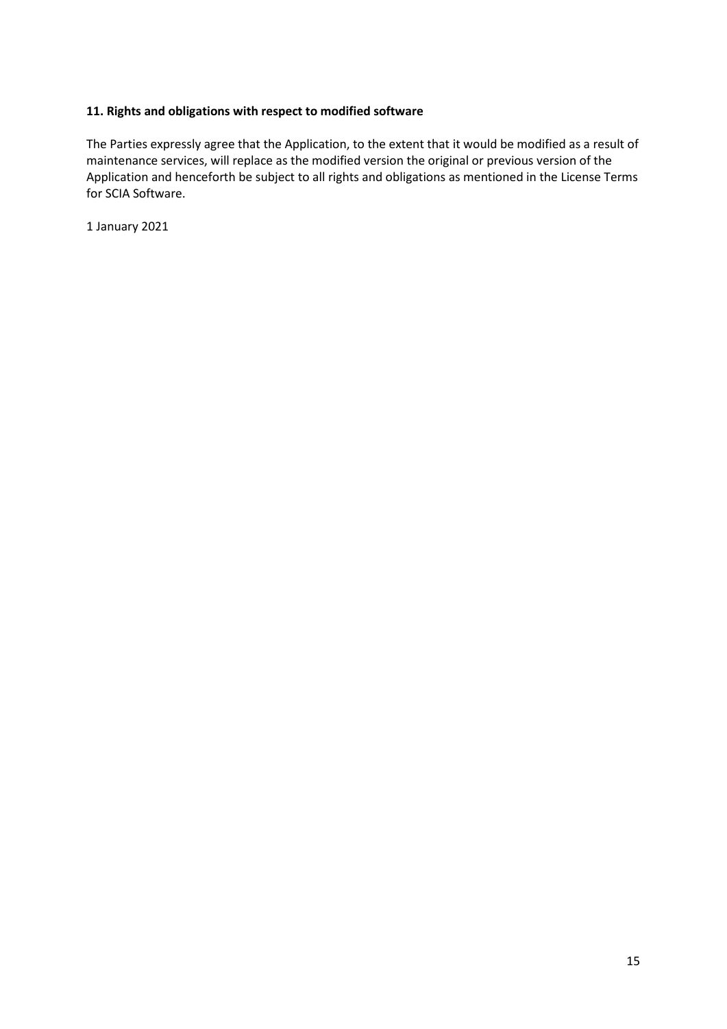**11. Rights and obligations with respect to modified software**

The Parties expressly agree that the Application, to the extent that it would be modified as a result of maintenance services, will replace as the modified version the original or previous version of the Application and henceforth be subject to all rights and obligations as mentioned in the License Terms for SCIA Software.

1 January 2021